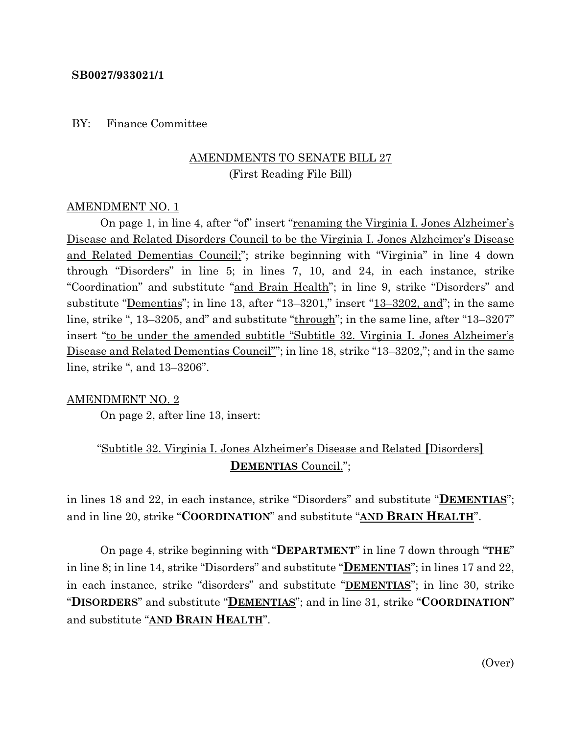**SB0027/933021/1**

BY: Finance Committee

AMENDMENTS TO SENATE BILL 27
(First Reading File Bill)

AMENDMENT NO. 1

On page 1, in line 4, after "of" insert "renaming the Virginia I. Jones Alzheimer's Disease and Related Disorders Council to be the Virginia I. Jones Alzheimer's Disease and Related Dementias Council;"; strike beginning with "Virginia" in line 4 down through "Disorders" in line 5; in lines 7, 10, and 24, in each instance, strike "Coordination" and substitute "and Brain Health"; in line 9, strike "Disorders" and substitute "Dementias"; in line 13, after "13–3201," insert "13–3202, and"; in the same line, strike ", 13–3205, and" and substitute "through"; in the same line, after "13–3207" insert "to be under the amended subtitle "Subtitle 32. Virginia I. Jones Alzheimer's Disease and Related Dementias Council""; in line 18, strike "13–3202,"; and in the same line, strike ", and 13–3206".

AMENDMENT NO. 2

On page 2, after line 13, insert:

"Subtitle 32. Virginia I. Jones Alzheimer's Disease and Related [Disorders] **DEMENTIAS** Council.";

in lines 18 and 22, in each instance, strike "Disorders" and substitute "**DEMENTIAS**"; and in line 20, strike "**COORDINATION**" and substitute "**AND BRAIN HEALTH**".

On page 4, strike beginning with "**DEPARTMENT**" in line 7 down through "**THE**" in line 8; in line 14, strike "Disorders" and substitute "**DEMENTIAS**"; in lines 17 and 22, in each instance, strike "disorders" and substitute "**DEMENTIAS**"; in line 30, strike "**DISORDERS**" and substitute "**DEMENTIAS**"; and in line 31, strike "**COORDINATION**" and substitute "**AND BRAIN HEALTH**".

(Over)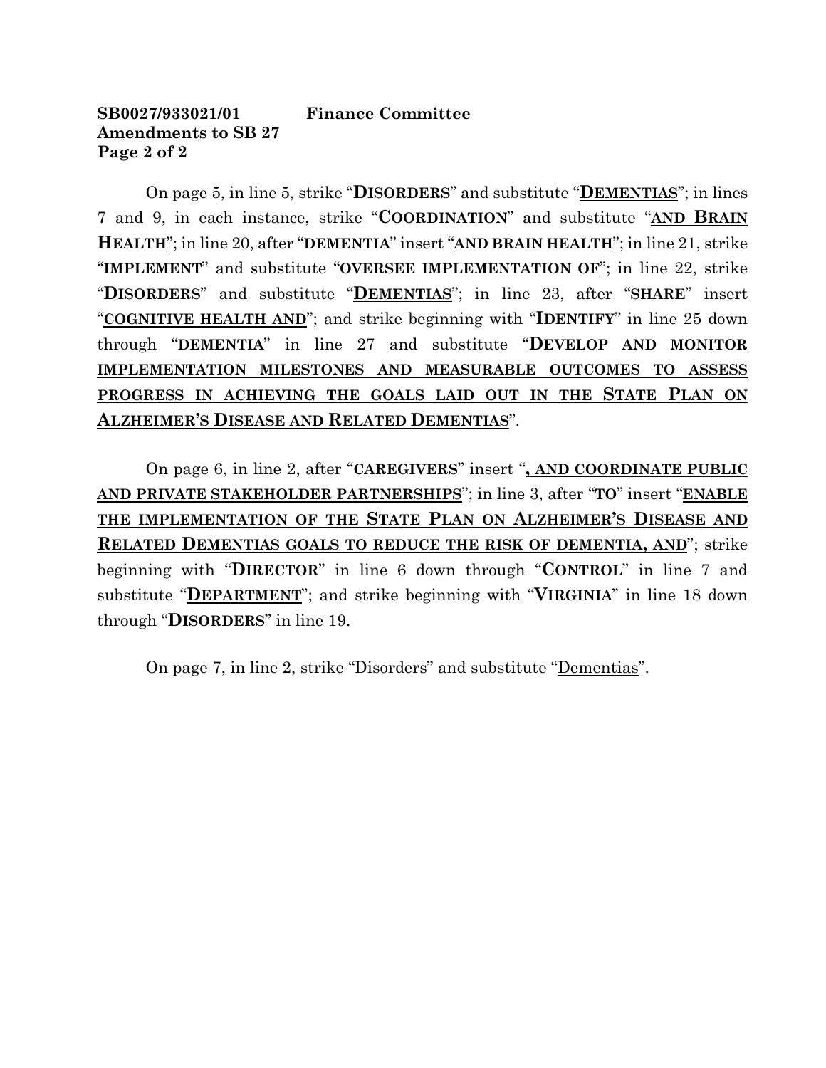**SB0027/933021/01 Finance Committee**
**Amendments to SB 27**
**Page 2 of 2**

On page 5, in line 5, strike "**DISORDERS**" and substitute "**DEMENTIAS**"; in lines 7 and 9, in each instance, strike "**COORDINATION**" and substitute "**AND BRAIN HEALTH**"; in line 20, after "**DEMENTIA**" insert "**AND BRAIN HEALTH**"; in line 21, strike "**IMPLEMENT**" and substitute "**OVERSEE IMPLEMENTATION OF**"; in line 22, strike "**DISORDERS**" and substitute "**DEMENTIAS**"; in line 23, after "**SHARE**" insert "**COGNITIVE HEALTH AND**"; and strike beginning with "**IDENTIFY**" in line 25 down through "**DEMENTIA**" in line 27 and substitute "**DEVELOP AND MONITOR IMPLEMENTATION MILESTONES AND MEASURABLE OUTCOMES TO ASSESS PROGRESS IN ACHIEVING THE GOALS LAID OUT IN THE STATE PLAN ON ALZHEIMER'S DISEASE AND RELATED DEMENTIAS**".

On page 6, in line 2, after "**CAREGIVERS**" insert "**, AND COORDINATE PUBLIC AND PRIVATE STAKEHOLDER PARTNERSHIPS**"; in line 3, after "**TO**" insert "**ENABLE THE IMPLEMENTATION OF THE STATE PLAN ON ALZHEIMER'S DISEASE AND RELATED DEMENTIAS GOALS TO REDUCE THE RISK OF DEMENTIA, AND**"; strike beginning with "**DIRECTOR**" in line 6 down through "**CONTROL**" in line 7 and substitute "**DEPARTMENT**"; and strike beginning with "**VIRGINIA**" in line 18 down through "**DISORDERS**" in line 19.

On page 7, in line 2, strike "Disorders" and substitute "Dementias".